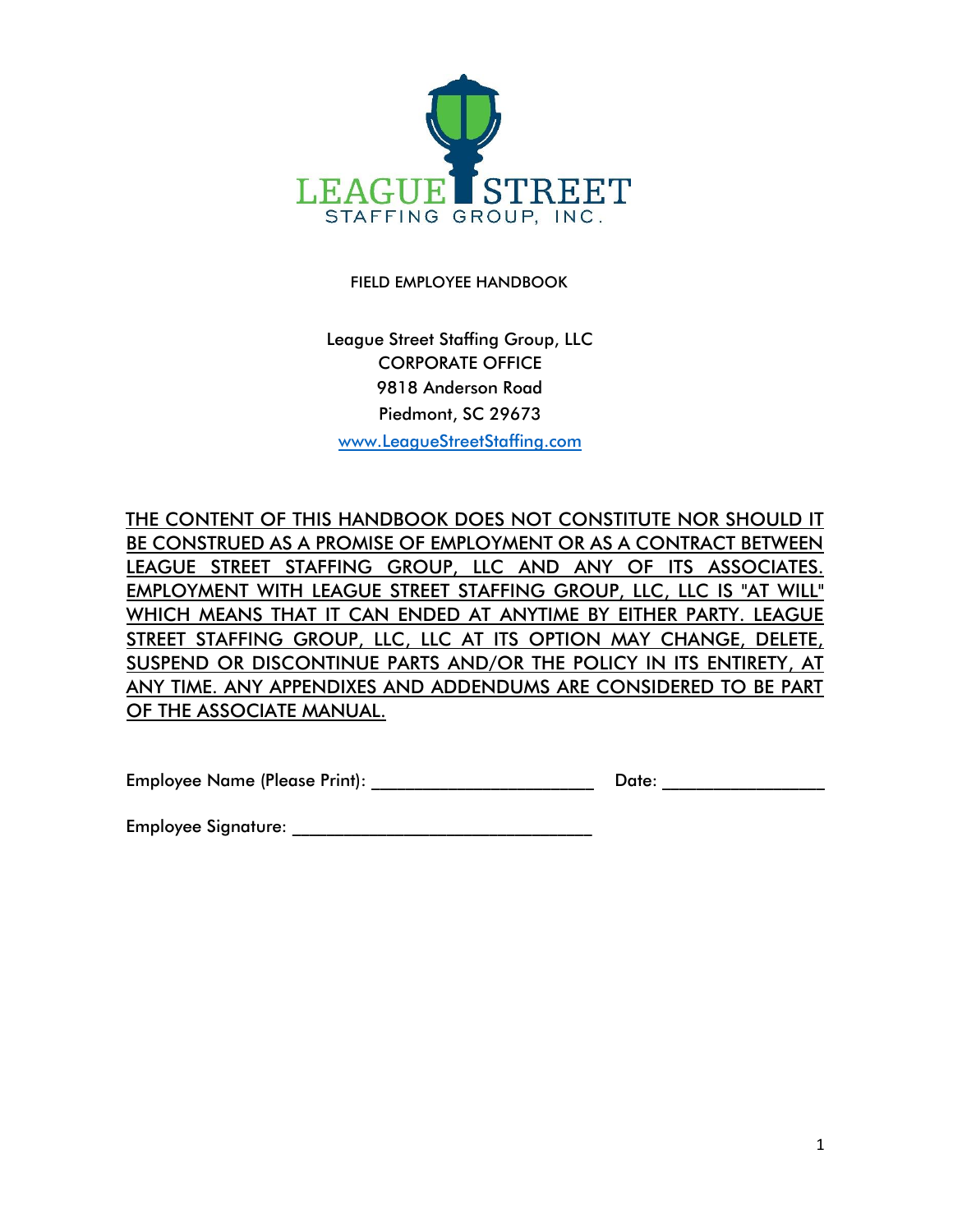LEAGUE STREET

STAFFING GROUP, INC.

# FIELD EMPLOYEE HANDBOOK

League Street Staffing Group, LLC
CORPORATE OFFICE
9818 Anderson Road
Piedmont, SC 29673
www.LeagueStreetStaffing.com

THE CONTENT OF THIS HANDBOOK DOES NOT CONSTITUTE NOR SHOULD IT BE CONSTRUED AS A PROMISE OF EMPLOYMENT OR AS A CONTRACT BETWEEN LEAGUE STREET STAFFING GROUP, LLC AND ANY OF ITS ASSOCIATES. EMPLOYMENT WITH LEAGUE STREET STAFFING GROUP, LLC, LLC IS "AT WILL" WHICH MEANS THAT IT CAN ENDED AT ANYTIME BY EITHER PARTY. LEAGUE STREET STAFFING GROUP, LLC, LLC AT ITS OPTION MAY CHANGE, DELETE, SUSPEND OR DISCONTINUE PARTS AND/OR THE POLICY IN ITS ENTIRETY, AT ANY TIME. ANY APPENDIXES AND ADDENDUMS ARE CONSIDERED TO BE PART OF THE ASSOCIATE MANUAL.

Employee Name (Please Print): ________________________ Date: ________________

Employee Signature: ________________________________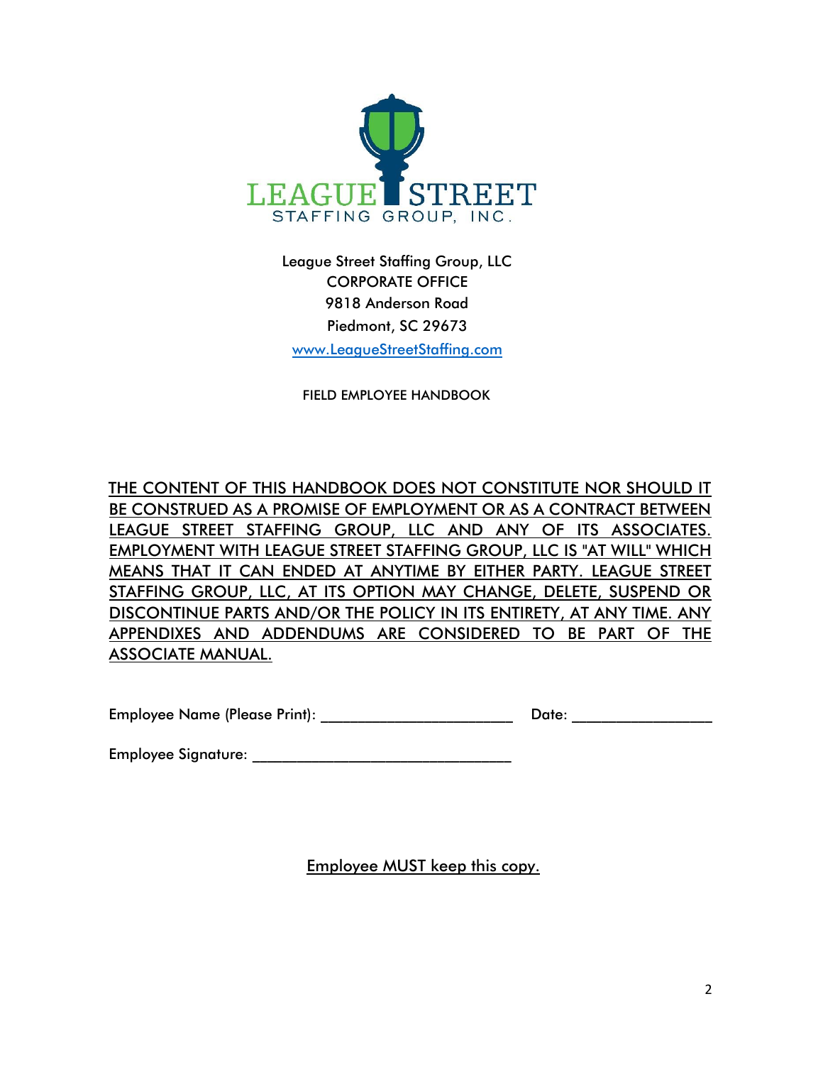LEAGUE STREET

STAFFING GROUP, INC.

League Street Staffing Group, LLC
CORPORATE OFFICE
9818 Anderson Road
Piedmont, SC 29673
www.LeagueStreetStaffing.com

FIELD EMPLOYEE HANDBOOK

THE CONTENT OF THIS HANDBOOK DOES NOT CONSTITUTE NOR SHOULD IT BE CONSTRUED AS A PROMISE OF EMPLOYMENT OR AS A CONTRACT BETWEEN LEAGUE STREET STAFFING GROUP, LLC AND ANY OF ITS ASSOCIATES. EMPLOYMENT WITH LEAGUE STREET STAFFING GROUP, LLC IS "AT WILL" WHICH MEANS THAT IT CAN ENDED AT ANYTIME BY EITHER PARTY. LEAGUE STREET STAFFING GROUP, LLC, AT ITS OPTION MAY CHANGE, DELETE, SUSPEND OR DISCONTINUE PARTS AND/OR THE POLICY IN ITS ENTIRETY, AT ANY TIME. ANY APPENDIXES AND ADDENDUMS ARE CONSIDERED TO BE PART OF THE ASSOCIATE MANUAL.

Employee Name (Please Print): ________________________ Date: _________________

Employee Signature: ________________________________

Employee MUST keep this copy.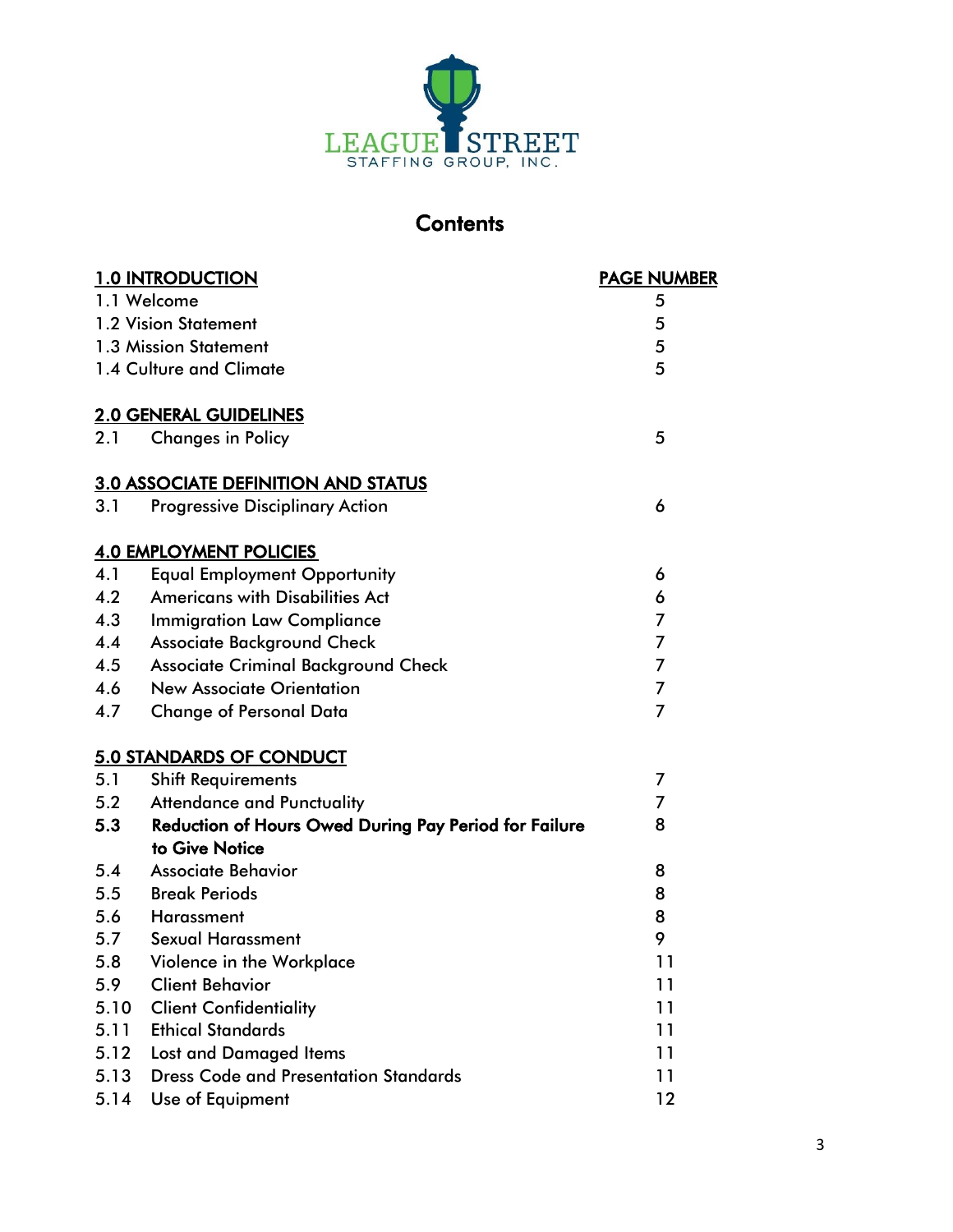LEAGUE STREET
STAFFING GROUP, INC.

# Contents

| **1.0 INTRODUCTION** | | **PAGE NUMBER** |
|---|---|---|
| 1.1 | Welcome | 5 |
| 1.2 | Vision Statement | 5 |
| 1.3 | Mission Statement | 5 |
| 1.4 | Culture and Climate | 5 |
| **2.0 GENERAL GUIDELINES** | | |
| 2.1 | Changes in Policy | 5 |
| **3.0 ASSOCIATE DEFINITION AND STATUS** | | |
| 3.1 | Progressive Disciplinary Action | 6 |
| **4.0 EMPLOYMENT POLICIES** | | |
| 4.1 | Equal Employment Opportunity | 6 |
| 4.2 | Americans with Disabilities Act | 6 |
| 4.3 | Immigration Law Compliance | 7 |
| 4.4 | Associate Background Check | 7 |
| 4.5 | Associate Criminal Background Check | 7 |
| 4.6 | New Associate Orientation | 7 |
| 4.7 | Change of Personal Data | 7 |
| **5.0 STANDARDS OF CONDUCT** | | |
| 5.1 | Shift Requirements | 7 |
| 5.2 | Attendance and Punctuality | 7 |
| **5.3** | **Reduction of Hours Owed During Pay Period for Failure to Give Notice** | 8 |
| 5.4 | Associate Behavior | 8 |
| 5.5 | Break Periods | 8 |
| 5.6 | Harassment | 8 |
| 5.7 | Sexual Harassment | 9 |
| 5.8 | Violence in the Workplace | 11 |
| 5.9 | Client Behavior | 11 |
| 5.10 | Client Confidentiality | 11 |
| 5.11 | Ethical Standards | 11 |
| 5.12 | Lost and Damaged Items | 11 |
| 5.13 | Dress Code and Presentation Standards | 11 |
| 5.14 | Use of Equipment | 12 |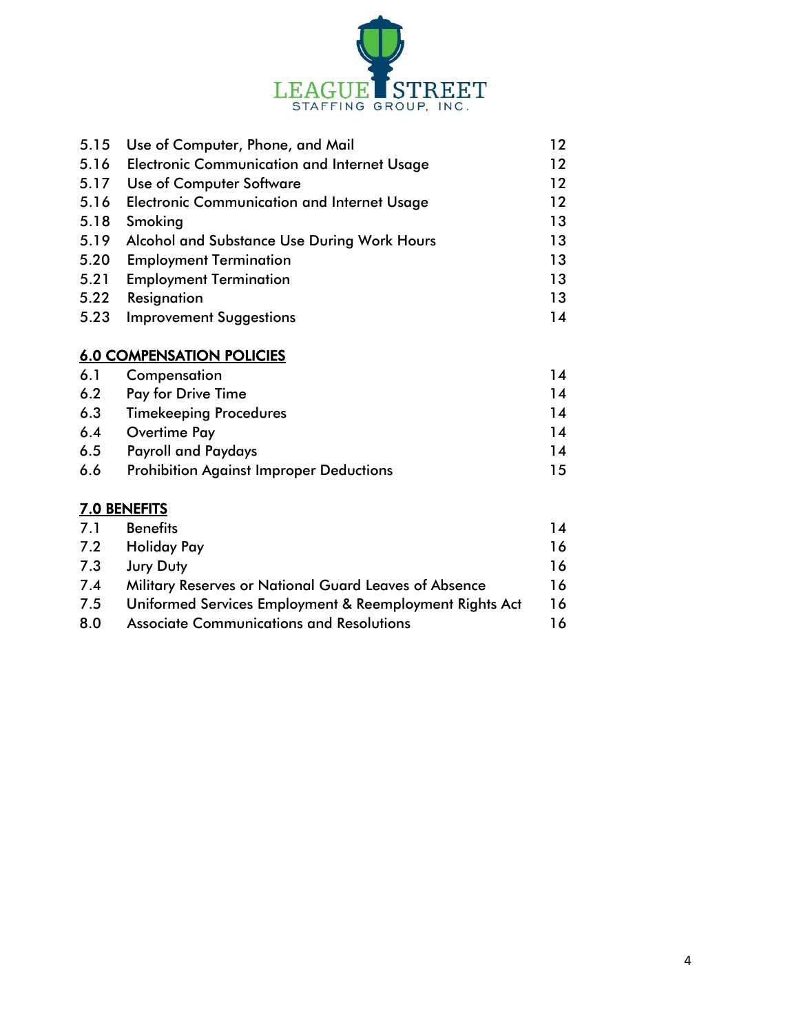LEAGUE STREET
STAFFING GROUP, INC.

| | | |
|---|---|---|
| 5.15 | Use of Computer, Phone, and Mail | 12 |
| 5.16 | Electronic Communication and Internet Usage | 12 |
| 5.17 | Use of Computer Software | 12 |
| 5.16 | Electronic Communication and Internet Usage | 12 |
| 5.18 | Smoking | 13 |
| 5.19 | Alcohol and Substance Use During Work Hours | 13 |
| 5.20 | Employment Termination | 13 |
| 5.21 | Employment Termination | 13 |
| 5.22 | Resignation | 13 |
| 5.23 | Improvement Suggestions | 14 |

**6.0 COMPENSATION POLICIES**

| | | |
|---|---|---|
| 6.1 | Compensation | 14 |
| 6.2 | Pay for Drive Time | 14 |
| 6.3 | Timekeeping Procedures | 14 |
| 6.4 | Overtime Pay | 14 |
| 6.5 | Payroll and Paydays | 14 |
| 6.6 | Prohibition Against Improper Deductions | 15 |

**7.0 BENEFITS**

| | | |
|---|---|---|
| 7.1 | Benefits | 14 |
| 7.2 | Holiday Pay | 16 |
| 7.3 | Jury Duty | 16 |
| 7.4 | Military Reserves or National Guard Leaves of Absence | 16 |
| 7.5 | Uniformed Services Employment & Reemployment Rights Act | 16 |
| 8.0 | Associate Communications and Resolutions | 16 |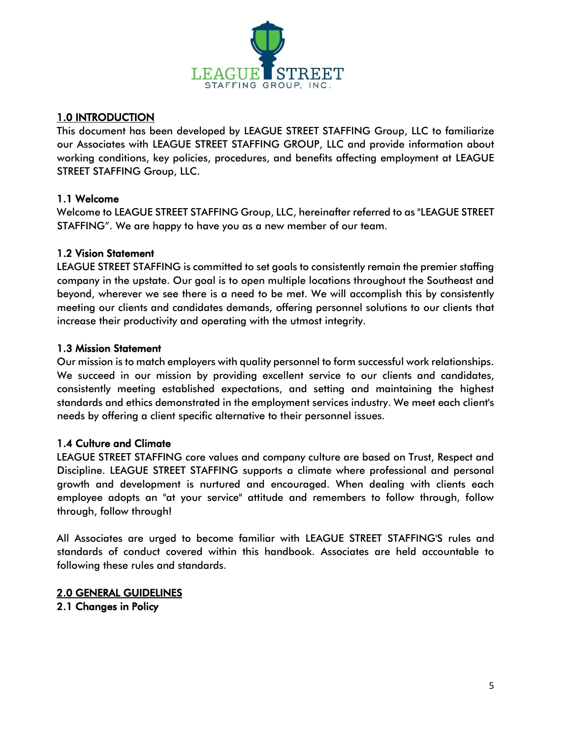## 1.0 INTRODUCTION

This document has been developed by LEAGUE STREET STAFFING Group, LLC to familiarize our Associates with LEAGUE STREET STAFFING GROUP, LLC and provide information about working conditions, key policies, procedures, and benefits affecting employment at LEAGUE STREET STAFFING Group, LLC.

### 1.1 Welcome

Welcome to LEAGUE STREET STAFFING Group, LLC, hereinafter referred to as "LEAGUE STREET STAFFING". We are happy to have you as a new member of our team.

### 1.2 Vision Statement

LEAGUE STREET STAFFING is committed to set goals to consistently remain the premier staffing company in the upstate. Our goal is to open multiple locations throughout the Southeast and beyond, wherever we see there is a need to be met. We will accomplish this by consistently meeting our clients and candidates demands, offering personnel solutions to our clients that increase their productivity and operating with the utmost integrity.

### 1.3 Mission Statement

Our mission is to match employers with quality personnel to form successful work relationships. We succeed in our mission by providing excellent service to our clients and candidates, consistently meeting established expectations, and setting and maintaining the highest standards and ethics demonstrated in the employment services industry. We meet each client's needs by offering a client specific alternative to their personnel issues.

### 1.4 Culture and Climate

LEAGUE STREET STAFFING core values and company culture are based on Trust, Respect and Discipline. LEAGUE STREET STAFFING supports a climate where professional and personal growth and development is nurtured and encouraged. When dealing with clients each employee adopts an "at your service" attitude and remembers to follow through, follow through, follow through!

All Associates are urged to become familiar with LEAGUE STREET STAFFING'S rules and standards of conduct covered within this handbook. Associates are held accountable to following these rules and standards.

## 2.0 GENERAL GUIDELINES

### 2.1 Changes in Policy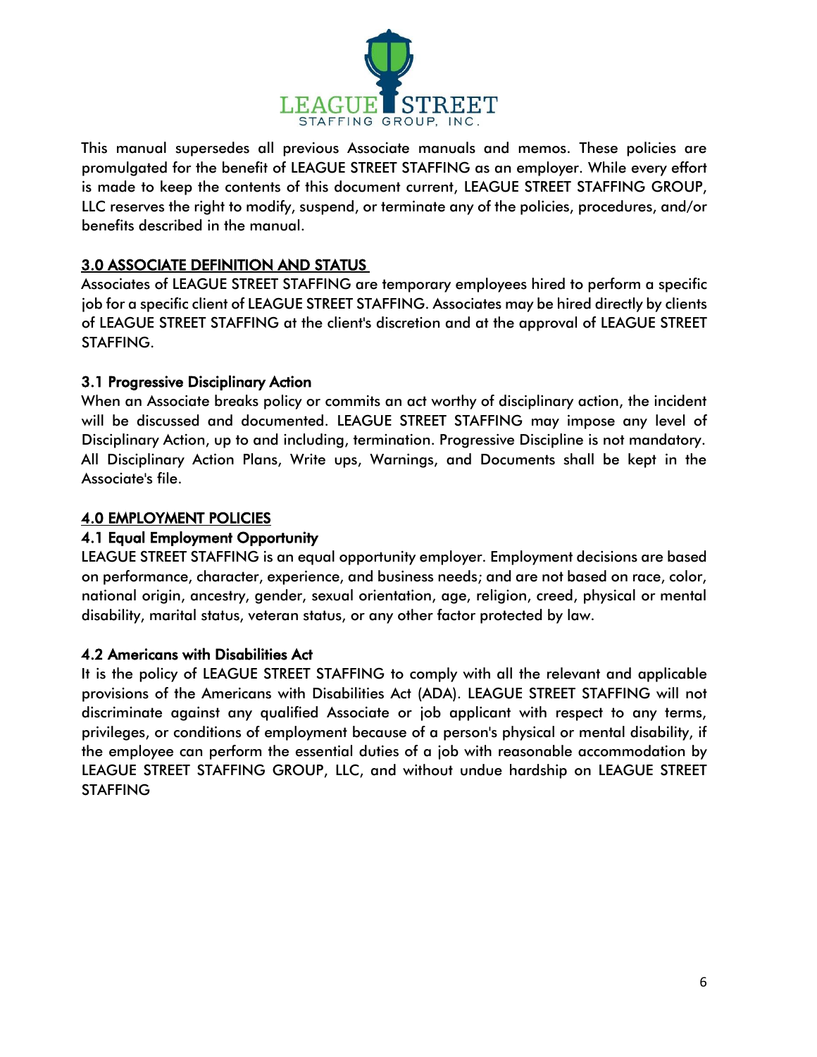This manual supersedes all previous Associate manuals and memos. These policies are promulgated for the benefit of LEAGUE STREET STAFFING as an employer. While every effort is made to keep the contents of this document current, LEAGUE STREET STAFFING GROUP, LLC reserves the right to modify, suspend, or terminate any of the policies, procedures, and/or benefits described in the manual.

## 3.0 ASSOCIATE DEFINITION AND STATUS

Associates of LEAGUE STREET STAFFING are temporary employees hired to perform a specific job for a specific client of LEAGUE STREET STAFFING. Associates may be hired directly by clients of LEAGUE STREET STAFFING at the client's discretion and at the approval of LEAGUE STREET STAFFING.

### 3.1 Progressive Disciplinary Action

When an Associate breaks policy or commits an act worthy of disciplinary action, the incident will be discussed and documented. LEAGUE STREET STAFFING may impose any level of Disciplinary Action, up to and including, termination. Progressive Discipline is not mandatory. All Disciplinary Action Plans, Write ups, Warnings, and Documents shall be kept in the Associate's file.

## 4.0 EMPLOYMENT POLICIES

### 4.1 Equal Employment Opportunity

LEAGUE STREET STAFFING is an equal opportunity employer. Employment decisions are based on performance, character, experience, and business needs; and are not based on race, color, national origin, ancestry, gender, sexual orientation, age, religion, creed, physical or mental disability, marital status, veteran status, or any other factor protected by law.

### 4.2 Americans with Disabilities Act

It is the policy of LEAGUE STREET STAFFING to comply with all the relevant and applicable provisions of the Americans with Disabilities Act (ADA). LEAGUE STREET STAFFING will not discriminate against any qualified Associate or job applicant with respect to any terms, privileges, or conditions of employment because of a person's physical or mental disability, if the employee can perform the essential duties of a job with reasonable accommodation by LEAGUE STREET STAFFING GROUP, LLC, and without undue hardship on LEAGUE STREET STAFFING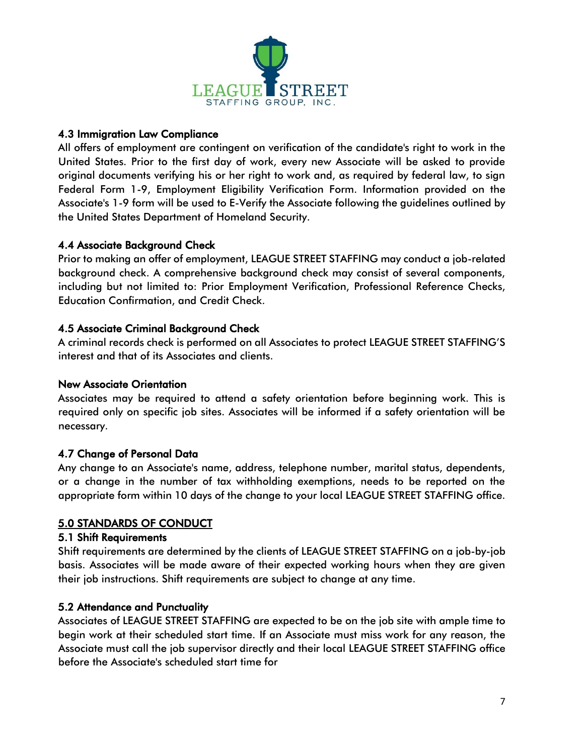### 4.3 Immigration Law Compliance

All offers of employment are contingent on verification of the candidate's right to work in the United States. Prior to the first day of work, every new Associate will be asked to provide original documents verifying his or her right to work and, as required by federal law, to sign Federal Form 1-9, Employment Eligibility Verification Form. Information provided on the Associate's 1-9 form will be used to E-Verify the Associate following the guidelines outlined by the United States Department of Homeland Security.

### 4.4 Associate Background Check

Prior to making an offer of employment, LEAGUE STREET STAFFING may conduct a job-related background check. A comprehensive background check may consist of several components, including but not limited to: Prior Employment Verification, Professional Reference Checks, Education Confirmation, and Credit Check.

### 4.5 Associate Criminal Background Check

A criminal records check is performed on all Associates to protect LEAGUE STREET STAFFING'S interest and that of its Associates and clients.

### New Associate Orientation

Associates may be required to attend a safety orientation before beginning work. This is required only on specific job sites. Associates will be informed if a safety orientation will be necessary.

### 4.7 Change of Personal Data

Any change to an Associate's name, address, telephone number, marital status, dependents, or a change in the number of tax withholding exemptions, needs to be reported on the appropriate form within 10 days of the change to your local LEAGUE STREET STAFFING office.

## 5.0 STANDARDS OF CONDUCT

### 5.1 Shift Requirements

Shift requirements are determined by the clients of LEAGUE STREET STAFFING on a job-by-job basis. Associates will be made aware of their expected working hours when they are given their job instructions. Shift requirements are subject to change at any time.

### 5.2 Attendance and Punctuality

Associates of LEAGUE STREET STAFFING are expected to be on the job site with ample time to begin work at their scheduled start time. If an Associate must miss work for any reason, the Associate must call the job supervisor directly and their local LEAGUE STREET STAFFING office before the Associate's scheduled start time for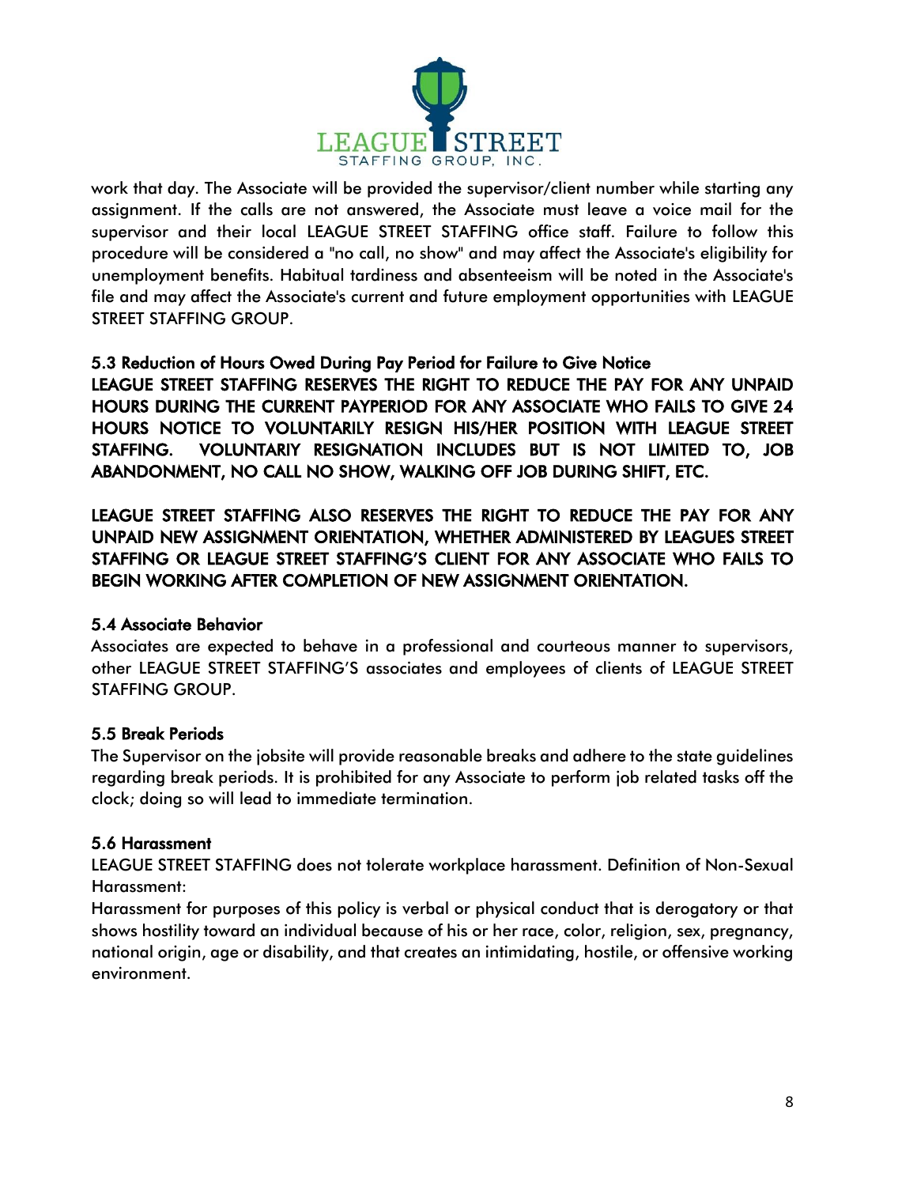work that day. The Associate will be provided the supervisor/client number while starting any assignment. If the calls are not answered, the Associate must leave a voice mail for the supervisor and their local LEAGUE STREET STAFFING office staff. Failure to follow this procedure will be considered a "no call, no show" and may affect the Associate's eligibility for unemployment benefits. Habitual tardiness and absenteeism will be noted in the Associate's file and may affect the Associate's current and future employment opportunities with LEAGUE STREET STAFFING GROUP.

### 5.3 Reduction of Hours Owed During Pay Period for Failure to Give Notice

**LEAGUE STREET STAFFING RESERVES THE RIGHT TO REDUCE THE PAY FOR ANY UNPAID HOURS DURING THE CURRENT PAYPERIOD FOR ANY ASSOCIATE WHO FAILS TO GIVE 24 HOURS NOTICE TO VOLUNTARILY RESIGN HIS/HER POSITION WITH LEAGUE STREET STAFFING. VOLUNTARIY RESIGNATION INCLUDES BUT IS NOT LIMITED TO, JOB ABANDONMENT, NO CALL NO SHOW, WALKING OFF JOB DURING SHIFT, ETC.**

**LEAGUE STREET STAFFING ALSO RESERVES THE RIGHT TO REDUCE THE PAY FOR ANY UNPAID NEW ASSIGNMENT ORIENTATION, WHETHER ADMINISTERED BY LEAGUES STREET STAFFING OR LEAGUE STREET STAFFING'S CLIENT FOR ANY ASSOCIATE WHO FAILS TO BEGIN WORKING AFTER COMPLETION OF NEW ASSIGNMENT ORIENTATION.**

### 5.4 Associate Behavior

Associates are expected to behave in a professional and courteous manner to supervisors, other LEAGUE STREET STAFFING'S associates and employees of clients of LEAGUE STREET STAFFING GROUP.

### 5.5 Break Periods

The Supervisor on the jobsite will provide reasonable breaks and adhere to the state guidelines regarding break periods. It is prohibited for any Associate to perform job related tasks off the clock; doing so will lead to immediate termination.

### 5.6 Harassment

LEAGUE STREET STAFFING does not tolerate workplace harassment. Definition of Non-Sexual Harassment:

Harassment for purposes of this policy is verbal or physical conduct that is derogatory or that shows hostility toward an individual because of his or her race, color, religion, sex, pregnancy, national origin, age or disability, and that creates an intimidating, hostile, or offensive working environment.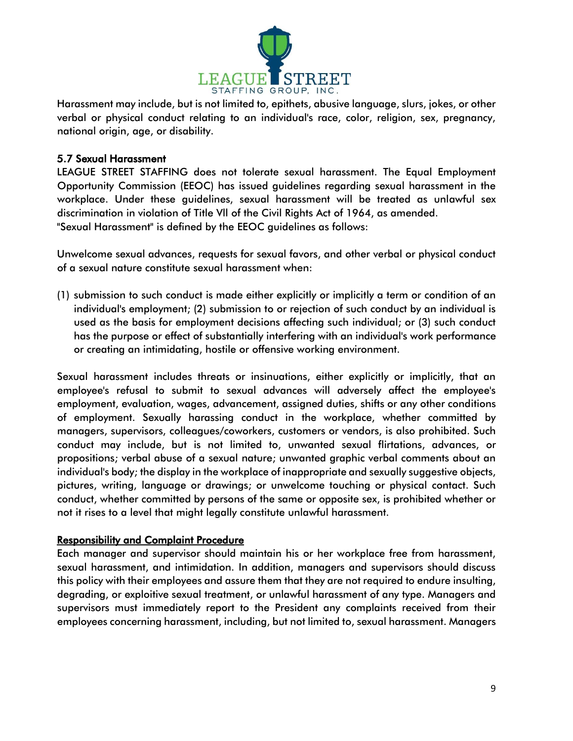Harassment may include, but is not limited to, epithets, abusive language, slurs, jokes, or other verbal or physical conduct relating to an individual's race, color, religion, sex, pregnancy, national origin, age, or disability.

### 5.7 Sexual Harassment

LEAGUE STREET STAFFING does not tolerate sexual harassment. The Equal Employment Opportunity Commission (EEOC) has issued guidelines regarding sexual harassment in the workplace. Under these guidelines, sexual harassment will be treated as unlawful sex discrimination in violation of Title Vll of the Civil Rights Act of 1964, as amended.
"Sexual Harassment" is defined by the EEOC guidelines as follows:

Unwelcome sexual advances, requests for sexual favors, and other verbal or physical conduct of a sexual nature constitute sexual harassment when:

(1) submission to such conduct is made either explicitly or implicitly a term or condition of an individual's employment; (2) submission to or rejection of such conduct by an individual is used as the basis for employment decisions affecting such individual; or (3) such conduct has the purpose or effect of substantially interfering with an individual's work performance or creating an intimidating, hostile or offensive working environment.

Sexual harassment includes threats or insinuations, either explicitly or implicitly, that an employee's refusal to submit to sexual advances will adversely affect the employee's employment, evaluation, wages, advancement, assigned duties, shifts or any other conditions of employment. Sexually harassing conduct in the workplace, whether committed by managers, supervisors, colleagues/coworkers, customers or vendors, is also prohibited. Such conduct may include, but is not limited to, unwanted sexual flirtations, advances, or propositions; verbal abuse of a sexual nature; unwanted graphic verbal comments about an individual's body; the display in the workplace of inappropriate and sexually suggestive objects, pictures, writing, language or drawings; or unwelcome touching or physical contact. Such conduct, whether committed by persons of the same or opposite sex, is prohibited whether or not it rises to a level that might legally constitute unlawful harassment.

#### Responsibility and Complaint Procedure

Each manager and supervisor should maintain his or her workplace free from harassment, sexual harassment, and intimidation. In addition, managers and supervisors should discuss this policy with their employees and assure them that they are not required to endure insulting, degrading, or exploitive sexual treatment, or unlawful harassment of any type. Managers and supervisors must immediately report to the President any complaints received from their employees concerning harassment, including, but not limited to, sexual harassment. Managers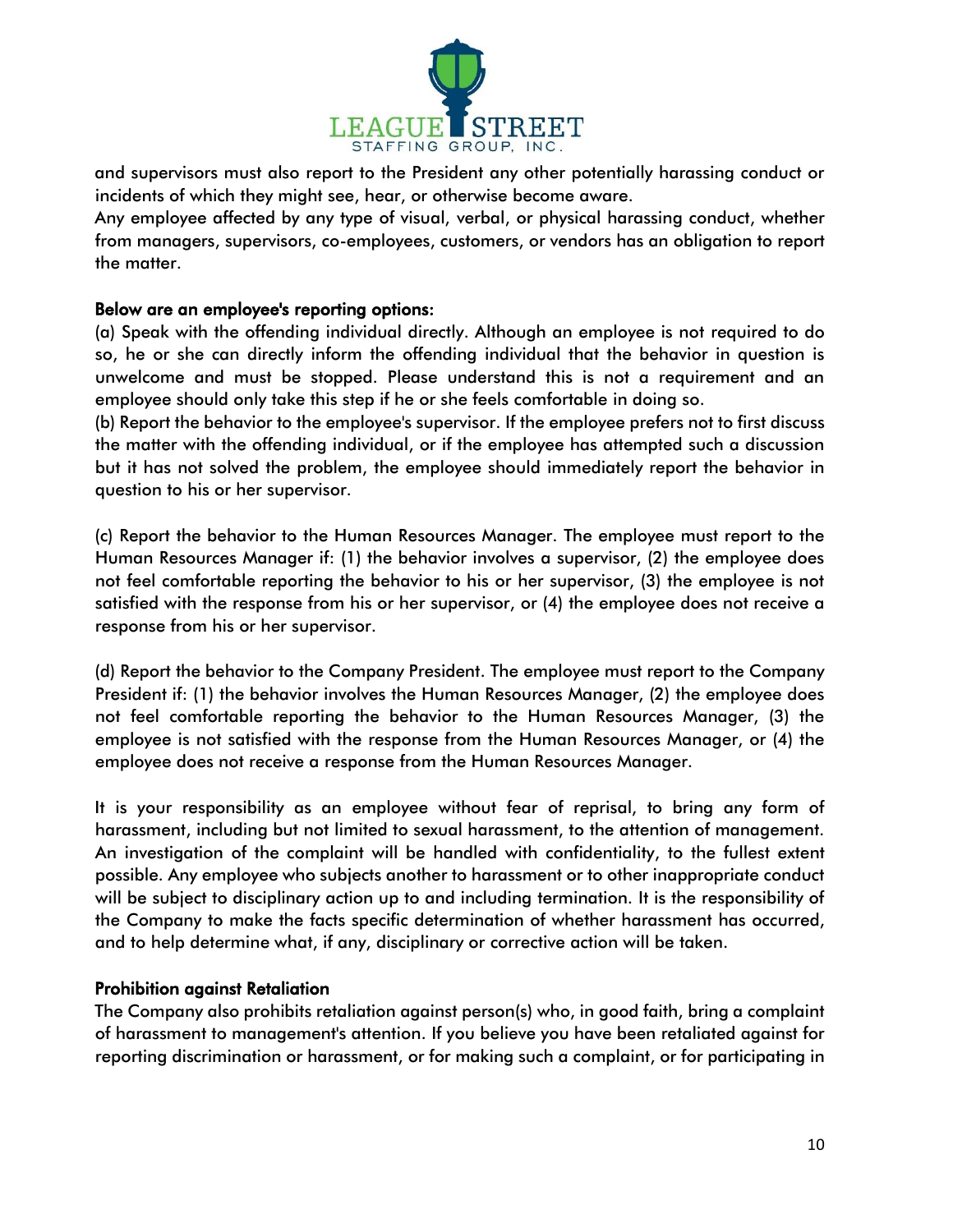and supervisors must also report to the President any other potentially harassing conduct or incidents of which they might see, hear, or otherwise become aware.

Any employee affected by any type of visual, verbal, or physical harassing conduct, whether from managers, supervisors, co-employees, customers, or vendors has an obligation to report the matter.

**Below are an employee's reporting options:**

(a) Speak with the offending individual directly. Although an employee is not required to do so, he or she can directly inform the offending individual that the behavior in question is unwelcome and must be stopped. Please understand this is not a requirement and an employee should only take this step if he or she feels comfortable in doing so.

(b) Report the behavior to the employee's supervisor. If the employee prefers not to first discuss the matter with the offending individual, or if the employee has attempted such a discussion but it has not solved the problem, the employee should immediately report the behavior in question to his or her supervisor.

(c) Report the behavior to the Human Resources Manager. The employee must report to the Human Resources Manager if: (1) the behavior involves a supervisor, (2) the employee does not feel comfortable reporting the behavior to his or her supervisor, (3) the employee is not satisfied with the response from his or her supervisor, or (4) the employee does not receive a response from his or her supervisor.

(d) Report the behavior to the Company President. The employee must report to the Company President if: (1) the behavior involves the Human Resources Manager, (2) the employee does not feel comfortable reporting the behavior to the Human Resources Manager, (3) the employee is not satisfied with the response from the Human Resources Manager, or (4) the employee does not receive a response from the Human Resources Manager.

It is your responsibility as an employee without fear of reprisal, to bring any form of harassment, including but not limited to sexual harassment, to the attention of management. An investigation of the complaint will be handled with confidentiality, to the fullest extent possible. Any employee who subjects another to harassment or to other inappropriate conduct will be subject to disciplinary action up to and including termination. It is the responsibility of the Company to make the facts specific determination of whether harassment has occurred, and to help determine what, if any, disciplinary or corrective action will be taken.

**Prohibition against Retaliation**

The Company also prohibits retaliation against person(s) who, in good faith, bring a complaint of harassment to management's attention. If you believe you have been retaliated against for reporting discrimination or harassment, or for making such a complaint, or for participating in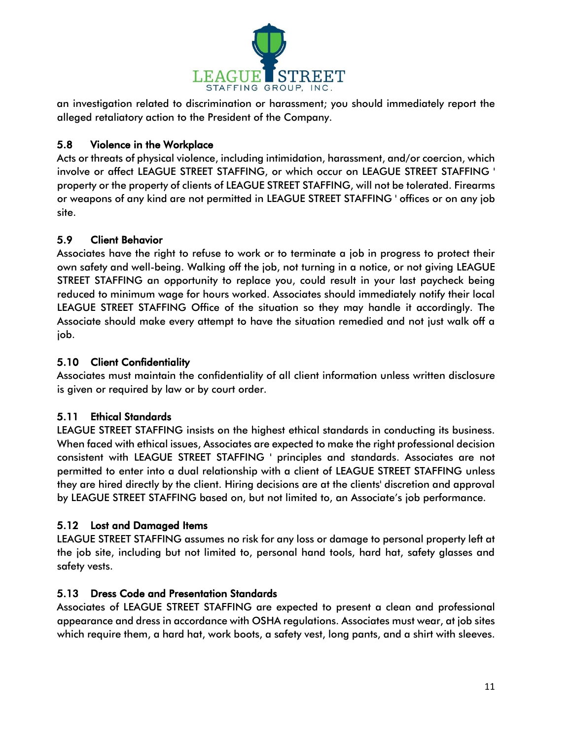an investigation related to discrimination or harassment; you should immediately report the alleged retaliatory action to the President of the Company.

### 5.8 Violence in the Workplace

Acts or threats of physical violence, including intimidation, harassment, and/or coercion, which involve or affect LEAGUE STREET STAFFING, or which occur on LEAGUE STREET STAFFING ' property or the property of clients of LEAGUE STREET STAFFING, will not be tolerated. Firearms or weapons of any kind are not permitted in LEAGUE STREET STAFFING ' offices or on any job site.

### 5.9 Client Behavior

Associates have the right to refuse to work or to terminate a job in progress to protect their own safety and well-being. Walking off the job, not turning in a notice, or not giving LEAGUE STREET STAFFING an opportunity to replace you, could result in your last paycheck being reduced to minimum wage for hours worked. Associates should immediately notify their local LEAGUE STREET STAFFING Office of the situation so they may handle it accordingly. The Associate should make every attempt to have the situation remedied and not just walk off a job.

### 5.10 Client Confidentiality

Associates must maintain the confidentiality of all client information unless written disclosure is given or required by law or by court order.

### 5.11 Ethical Standards

LEAGUE STREET STAFFING insists on the highest ethical standards in conducting its business. When faced with ethical issues, Associates are expected to make the right professional decision consistent with LEAGUE STREET STAFFING ' principles and standards. Associates are not permitted to enter into a dual relationship with a client of LEAGUE STREET STAFFING unless they are hired directly by the client. Hiring decisions are at the clients' discretion and approval by LEAGUE STREET STAFFING based on, but not limited to, an Associate's job performance.

### 5.12 Lost and Damaged Items

LEAGUE STREET STAFFING assumes no risk for any loss or damage to personal property left at the job site, including but not limited to, personal hand tools, hard hat, safety glasses and safety vests.

### 5.13 Dress Code and Presentation Standards

Associates of LEAGUE STREET STAFFING are expected to present a clean and professional appearance and dress in accordance with OSHA regulations. Associates must wear, at job sites which require them, a hard hat, work boots, a safety vest, long pants, and a shirt with sleeves.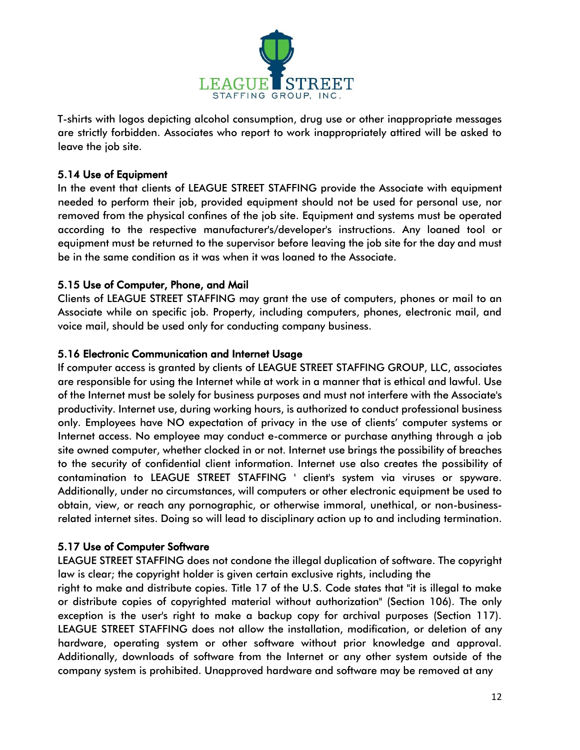T-shirts with logos depicting alcohol consumption, drug use or other inappropriate messages are strictly forbidden. Associates who report to work inappropriately attired will be asked to leave the job site.

### 5.14 Use of Equipment

In the event that clients of LEAGUE STREET STAFFING provide the Associate with equipment needed to perform their job, provided equipment should not be used for personal use, nor removed from the physical confines of the job site. Equipment and systems must be operated according to the respective manufacturer's/developer's instructions. Any loaned tool or equipment must be returned to the supervisor before leaving the job site for the day and must be in the same condition as it was when it was loaned to the Associate.

### 5.15 Use of Computer, Phone, and Mail

Clients of LEAGUE STREET STAFFING may grant the use of computers, phones or mail to an Associate while on specific job. Property, including computers, phones, electronic mail, and voice mail, should be used only for conducting company business.

### 5.16 Electronic Communication and Internet Usage

If computer access is granted by clients of LEAGUE STREET STAFFING GROUP, LLC, associates are responsible for using the Internet while at work in a manner that is ethical and lawful. Use of the Internet must be solely for business purposes and must not interfere with the Associate's productivity. Internet use, during working hours, is authorized to conduct professional business only. Employees have NO expectation of privacy in the use of clients' computer systems or Internet access. No employee may conduct e-commerce or purchase anything through a job site owned computer, whether clocked in or not. Internet use brings the possibility of breaches to the security of confidential client information. Internet use also creates the possibility of contamination to LEAGUE STREET STAFFING ' client's system via viruses or spyware. Additionally, under no circumstances, will computers or other electronic equipment be used to obtain, view, or reach any pornographic, or otherwise immoral, unethical, or non-business-related internet sites. Doing so will lead to disciplinary action up to and including termination.

### 5.17 Use of Computer Software

LEAGUE STREET STAFFING does not condone the illegal duplication of software. The copyright law is clear; the copyright holder is given certain exclusive rights, including the right to make and distribute copies. Title 17 of the U.S. Code states that "it is illegal to make or distribute copies of copyrighted material without authorization" (Section 106). The only exception is the user's right to make a backup copy for archival purposes (Section 117). LEAGUE STREET STAFFING does not allow the installation, modification, or deletion of any hardware, operating system or other software without prior knowledge and approval. Additionally, downloads of software from the Internet or any other system outside of the company system is prohibited. Unapproved hardware and software may be removed at any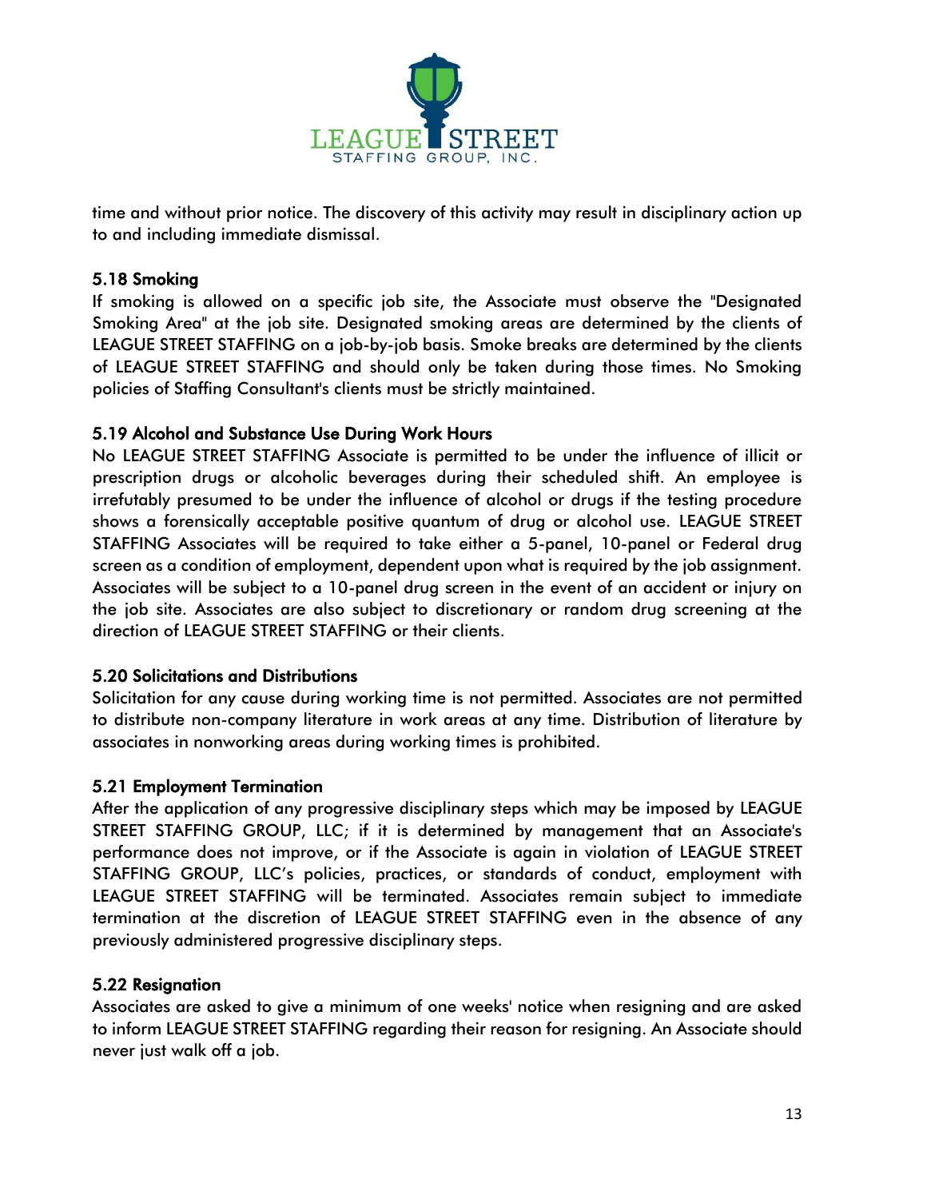time and without prior notice. The discovery of this activity may result in disciplinary action up to and including immediate dismissal.

### 5.18 Smoking

If smoking is allowed on a specific job site, the Associate must observe the "Designated Smoking Area" at the job site. Designated smoking areas are determined by the clients of LEAGUE STREET STAFFING on a job-by-job basis. Smoke breaks are determined by the clients of LEAGUE STREET STAFFING and should only be taken during those times. No Smoking policies of Staffing Consultant's clients must be strictly maintained.

### 5.19 Alcohol and Substance Use During Work Hours

No LEAGUE STREET STAFFING Associate is permitted to be under the influence of illicit or prescription drugs or alcoholic beverages during their scheduled shift. An employee is irrefutably presumed to be under the influence of alcohol or drugs if the testing procedure shows a forensically acceptable positive quantum of drug or alcohol use. LEAGUE STREET STAFFING Associates will be required to take either a 5-panel, 10-panel or Federal drug screen as a condition of employment, dependent upon what is required by the job assignment. Associates will be subject to a 10-panel drug screen in the event of an accident or injury on the job site. Associates are also subject to discretionary or random drug screening at the direction of LEAGUE STREET STAFFING or their clients.

### 5.20 Solicitations and Distributions

Solicitation for any cause during working time is not permitted. Associates are not permitted to distribute non-company literature in work areas at any time. Distribution of literature by associates in nonworking areas during working times is prohibited.

### 5.21 Employment Termination

After the application of any progressive disciplinary steps which may be imposed by LEAGUE STREET STAFFING GROUP, LLC; if it is determined by management that an Associate's performance does not improve, or if the Associate is again in violation of LEAGUE STREET STAFFING GROUP, LLC's policies, practices, or standards of conduct, employment with LEAGUE STREET STAFFING will be terminated. Associates remain subject to immediate termination at the discretion of LEAGUE STREET STAFFING even in the absence of any previously administered progressive disciplinary steps.

### 5.22 Resignation

Associates are asked to give a minimum of one weeks' notice when resigning and are asked to inform LEAGUE STREET STAFFING regarding their reason for resigning. An Associate should never just walk off a job.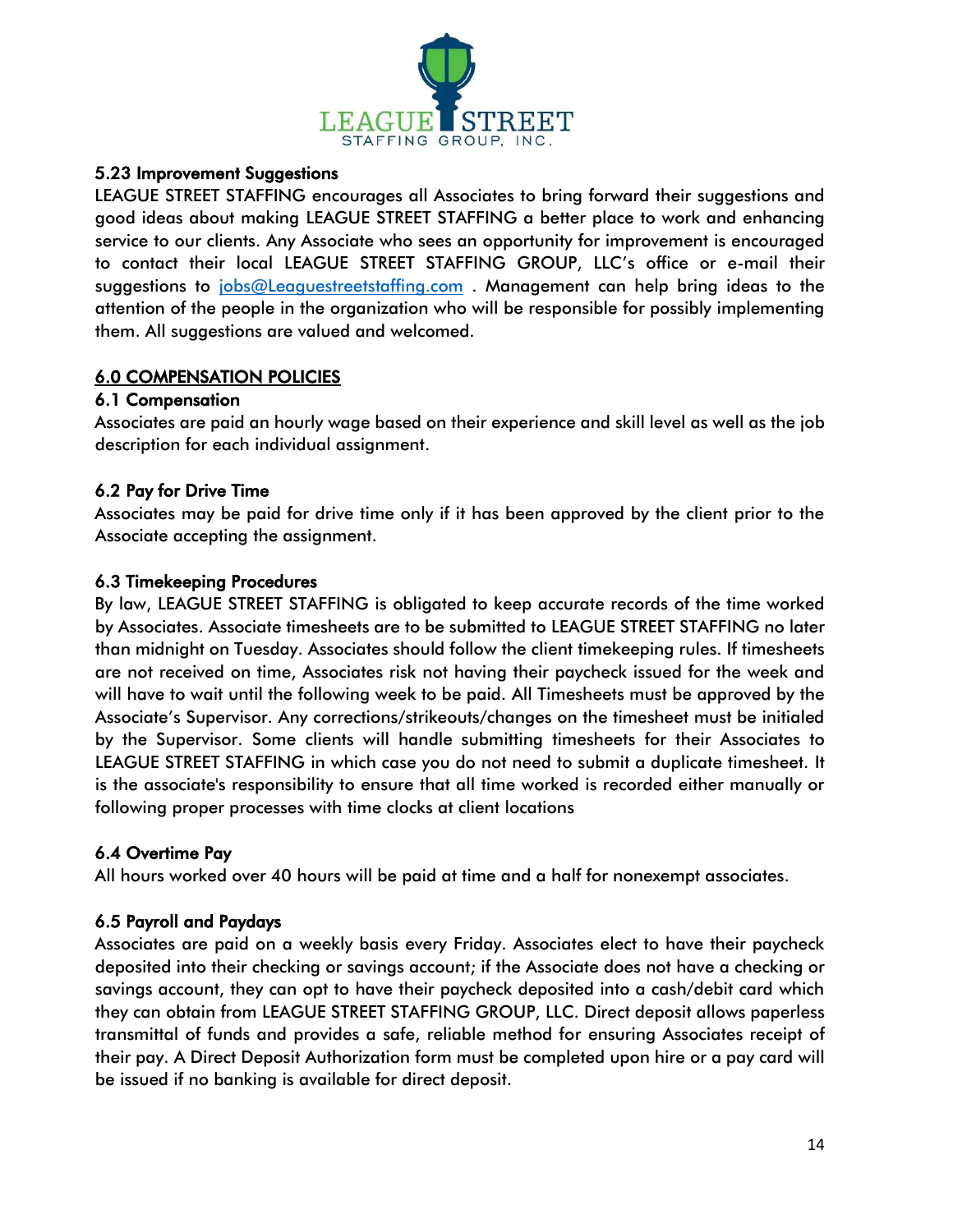### 5.23 Improvement Suggestions

LEAGUE STREET STAFFING encourages all Associates to bring forward their suggestions and good ideas about making LEAGUE STREET STAFFING a better place to work and enhancing service to our clients. Any Associate who sees an opportunity for improvement is encouraged to contact their local LEAGUE STREET STAFFING GROUP, LLC's office or e-mail their suggestions to jobs@Leaguestreetstaffing.com . Management can help bring ideas to the attention of the people in the organization who will be responsible for possibly implementing them. All suggestions are valued and welcomed.

## 6.0 COMPENSATION POLICIES

### 6.1 Compensation

Associates are paid an hourly wage based on their experience and skill level as well as the job description for each individual assignment.

### 6.2 Pay for Drive Time

Associates may be paid for drive time only if it has been approved by the client prior to the Associate accepting the assignment.

### 6.3 Timekeeping Procedures

By law, LEAGUE STREET STAFFING is obligated to keep accurate records of the time worked by Associates. Associate timesheets are to be submitted to LEAGUE STREET STAFFING no later than midnight on Tuesday. Associates should follow the client timekeeping rules. If timesheets are not received on time, Associates risk not having their paycheck issued for the week and will have to wait until the following week to be paid. All Timesheets must be approved by the Associate's Supervisor. Any corrections/strikeouts/changes on the timesheet must be initialed by the Supervisor. Some clients will handle submitting timesheets for their Associates to LEAGUE STREET STAFFING in which case you do not need to submit a duplicate timesheet. It is the associate's responsibility to ensure that all time worked is recorded either manually or following proper processes with time clocks at client locations

### 6.4 Overtime Pay

All hours worked over 40 hours will be paid at time and a half for nonexempt associates.

### 6.5 Payroll and Paydays

Associates are paid on a weekly basis every Friday. Associates elect to have their paycheck deposited into their checking or savings account; if the Associate does not have a checking or savings account, they can opt to have their paycheck deposited into a cash/debit card which they can obtain from LEAGUE STREET STAFFING GROUP, LLC. Direct deposit allows paperless transmittal of funds and provides a safe, reliable method for ensuring Associates receipt of their pay. A Direct Deposit Authorization form must be completed upon hire or a pay card will be issued if no banking is available for direct deposit.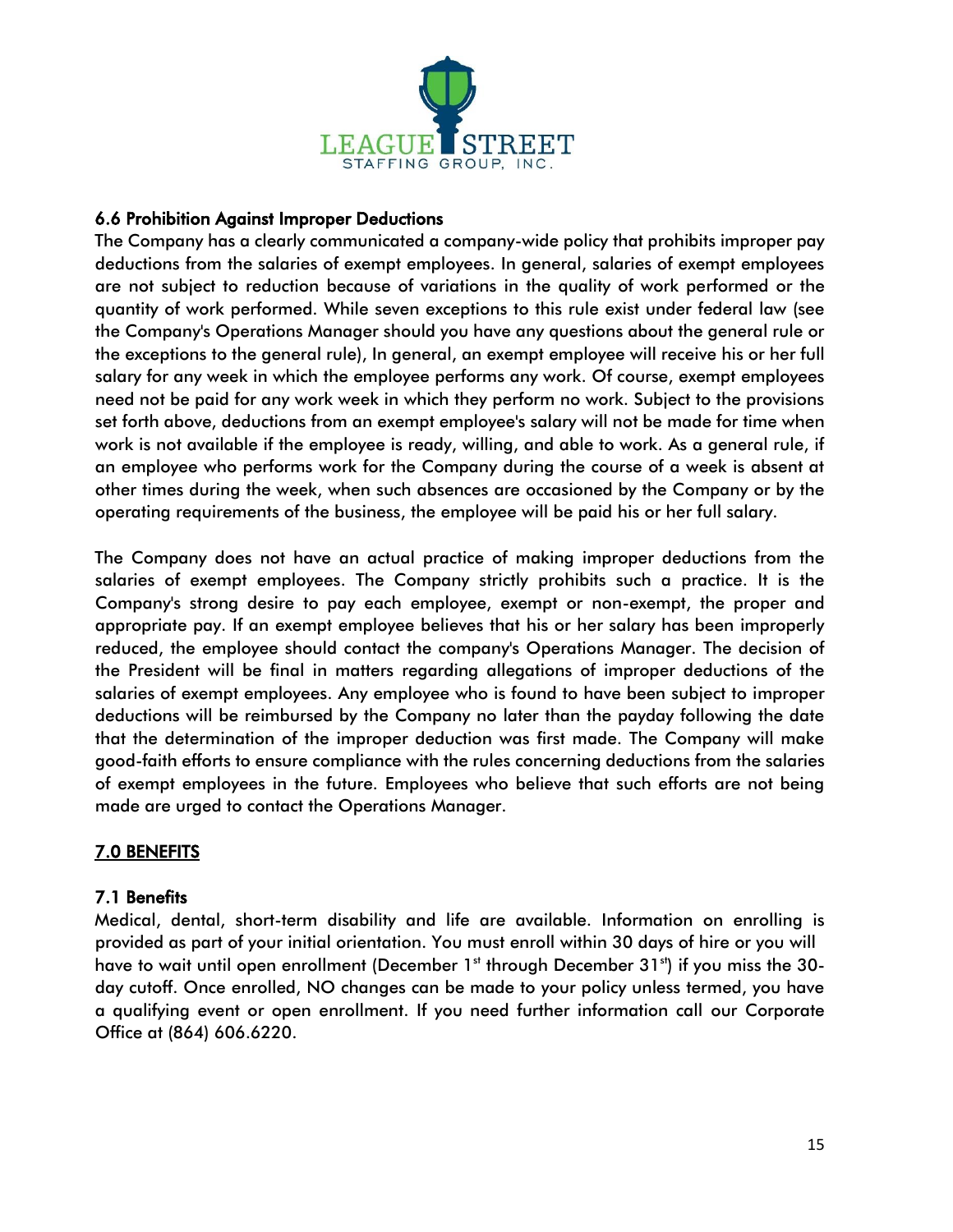### 6.6 Prohibition Against Improper Deductions

The Company has a clearly communicated a company-wide policy that prohibits improper pay deductions from the salaries of exempt employees. In general, salaries of exempt employees are not subject to reduction because of variations in the quality of work performed or the quantity of work performed. While seven exceptions to this rule exist under federal law (see the Company's Operations Manager should you have any questions about the general rule or the exceptions to the general rule), In general, an exempt employee will receive his or her full salary for any week in which the employee performs any work. Of course, exempt employees need not be paid for any work week in which they perform no work. Subject to the provisions set forth above, deductions from an exempt employee's salary will not be made for time when work is not available if the employee is ready, willing, and able to work. As a general rule, if an employee who performs work for the Company during the course of a week is absent at other times during the week, when such absences are occasioned by the Company or by the operating requirements of the business, the employee will be paid his or her full salary.

The Company does not have an actual practice of making improper deductions from the salaries of exempt employees. The Company strictly prohibits such a practice. It is the Company's strong desire to pay each employee, exempt or non-exempt, the proper and appropriate pay. If an exempt employee believes that his or her salary has been improperly reduced, the employee should contact the company's Operations Manager. The decision of the President will be final in matters regarding allegations of improper deductions of the salaries of exempt employees. Any employee who is found to have been subject to improper deductions will be reimbursed by the Company no later than the payday following the date that the determination of the improper deduction was first made. The Company will make good-faith efforts to ensure compliance with the rules concerning deductions from the salaries of exempt employees in the future. Employees who believe that such efforts are not being made are urged to contact the Operations Manager.

## 7.0 BENEFITS

### 7.1 Benefits

Medical, dental, short-term disability and life are available. Information on enrolling is provided as part of your initial orientation. You must enroll within 30 days of hire or you will have to wait until open enrollment (December 1st through December 31st) if you miss the 30-day cutoff. Once enrolled, NO changes can be made to your policy unless termed, you have a qualifying event or open enrollment. If you need further information call our Corporate Office at (864) 606.6220.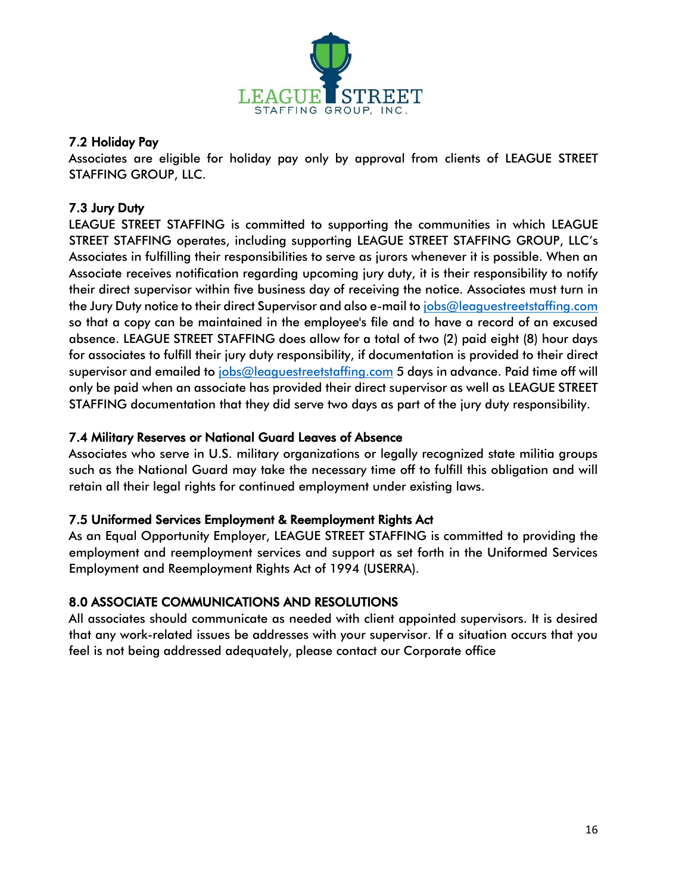### 7.2 Holiday Pay

Associates are eligible for holiday pay only by approval from clients of LEAGUE STREET STAFFING GROUP, LLC.

### 7.3 Jury Duty

LEAGUE STREET STAFFING is committed to supporting the communities in which LEAGUE STREET STAFFING operates, including supporting LEAGUE STREET STAFFING GROUP, LLC's Associates in fulfilling their responsibilities to serve as jurors whenever it is possible. When an Associate receives notification regarding upcoming jury duty, it is their responsibility to notify their direct supervisor within five business day of receiving the notice. Associates must turn in the Jury Duty notice to their direct Supervisor and also e-mail to jobs@leaguestreetstaffing.com so that a copy can be maintained in the employee's file and to have a record of an excused absence. LEAGUE STREET STAFFING does allow for a total of two (2) paid eight (8) hour days for associates to fulfill their jury duty responsibility, if documentation is provided to their direct supervisor and emailed to jobs@leaguestreetstaffing.com 5 days in advance. Paid time off will only be paid when an associate has provided their direct supervisor as well as LEAGUE STREET STAFFING documentation that they did serve two days as part of the jury duty responsibility.

### 7.4 Military Reserves or National Guard Leaves of Absence

Associates who serve in U.S. military organizations or legally recognized state militia groups such as the National Guard may take the necessary time off to fulfill this obligation and will retain all their legal rights for continued employment under existing laws.

### 7.5 Uniformed Services Employment & Reemployment Rights Act

As an Equal Opportunity Employer, LEAGUE STREET STAFFING is committed to providing the employment and reemployment services and support as set forth in the Uniformed Services Employment and Reemployment Rights Act of 1994 (USERRA).

## 8.0 ASSOCIATE COMMUNICATIONS AND RESOLUTIONS

All associates should communicate as needed with client appointed supervisors. It is desired that any work-related issues be addresses with your supervisor. If a situation occurs that you feel is not being addressed adequately, please contact our Corporate office